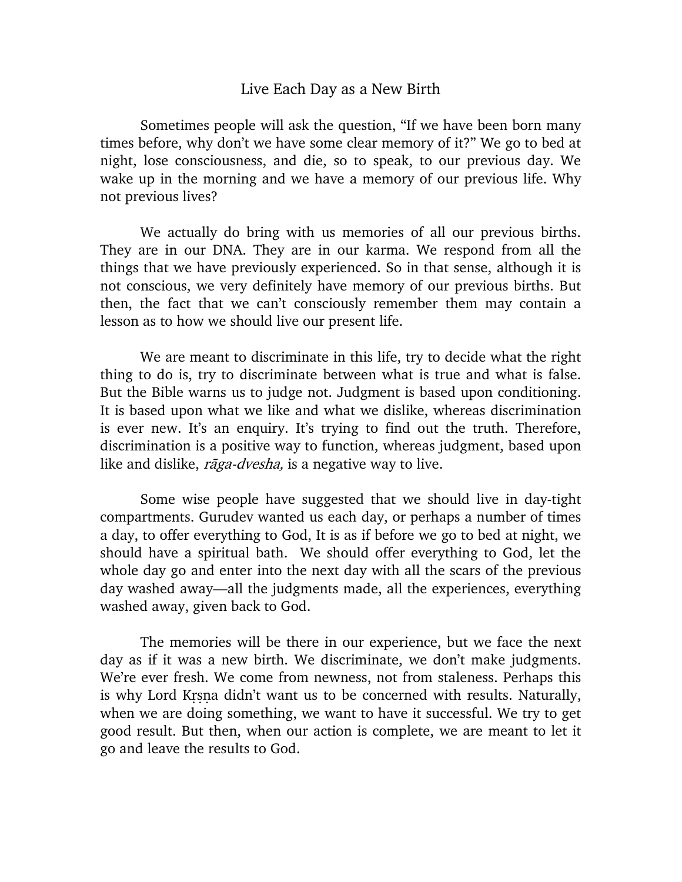# Live Each Day as a New Birth

Sometimes people will ask the question, "If we have been born many times before, why don't we have some clear memory of it?" We go to bed at night, lose consciousness, and die, so to speak, to our previous day. We wake up in the morning and we have a memory of our previous life. Why not previous lives?

We actually do bring with us memories of all our previous births. They are in our DNA. They are in our karma. We respond from all the things that we have previously experienced. So in that sense, although it is not conscious, we very definitely have memory of our previous births. But then, the fact that we can't consciously remember them may contain a lesson as to how we should live our present life.

We are meant to discriminate in this life, try to decide what the right thing to do is, try to discriminate between what is true and what is false. But the Bible warns us to judge not. Judgment is based upon conditioning. It is based upon what we like and what we dislike, whereas discrimination is ever new. It's an enquiry. It's trying to find out the truth. Therefore, discrimination is a positive way to function, whereas judgment, based upon like and dislike, *rāga-dvesha,* is a negative way to live.

Some wise people have suggested that we should live in day-tight compartments. Gurudev wanted us each day, or perhaps a number of times a day, to offer everything to God, It is as if before we go to bed at night, we should have a spiritual bath. We should offer everything to God, let the whole day go and enter into the next day with all the scars of the previous day washed away—all the judgments made, all the experiences, everything washed away, given back to God.

The memories will be there in our experience, but we face the next day as if it was a new birth. We discriminate, we don't make judgments. We're ever fresh. We come from newness, not from staleness. Perhaps this is why Lord Kṛṣṇa didn't want us to be concerned with results. Naturally, when we are doing something, we want to have it successful. We try to get good result. But then, when our action is complete, we are meant to let it go and leave the results to God.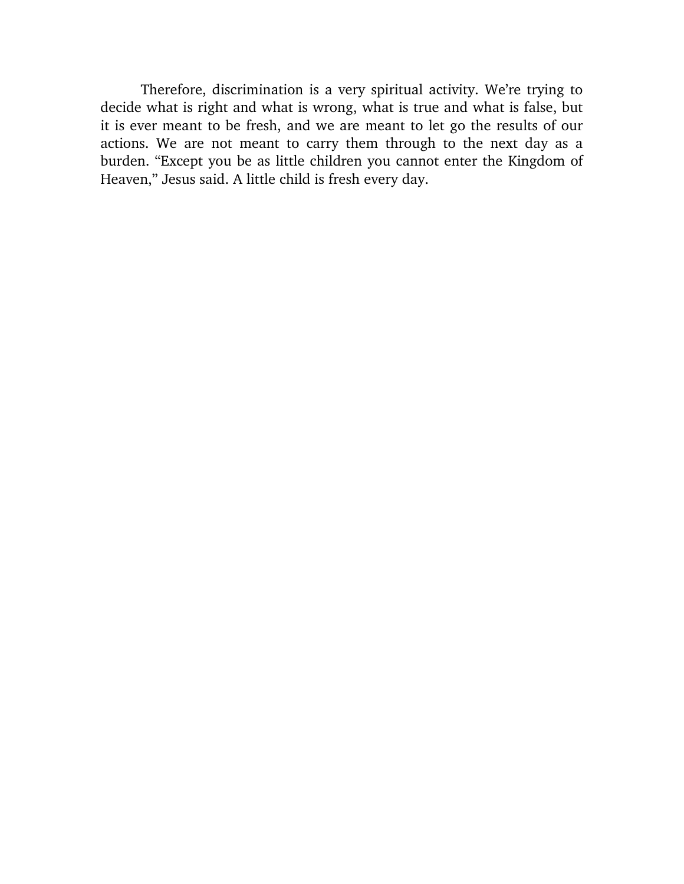Therefore, discrimination is a very spiritual activity. We're trying to decide what is right and what is wrong, what is true and what is false, but it is ever meant to be fresh, and we are meant to let go the results of our actions. We are not meant to carry them through to the next day as a burden. "Except you be as little children you cannot enter the Kingdom of Heaven," Jesus said. A little child is fresh every day.